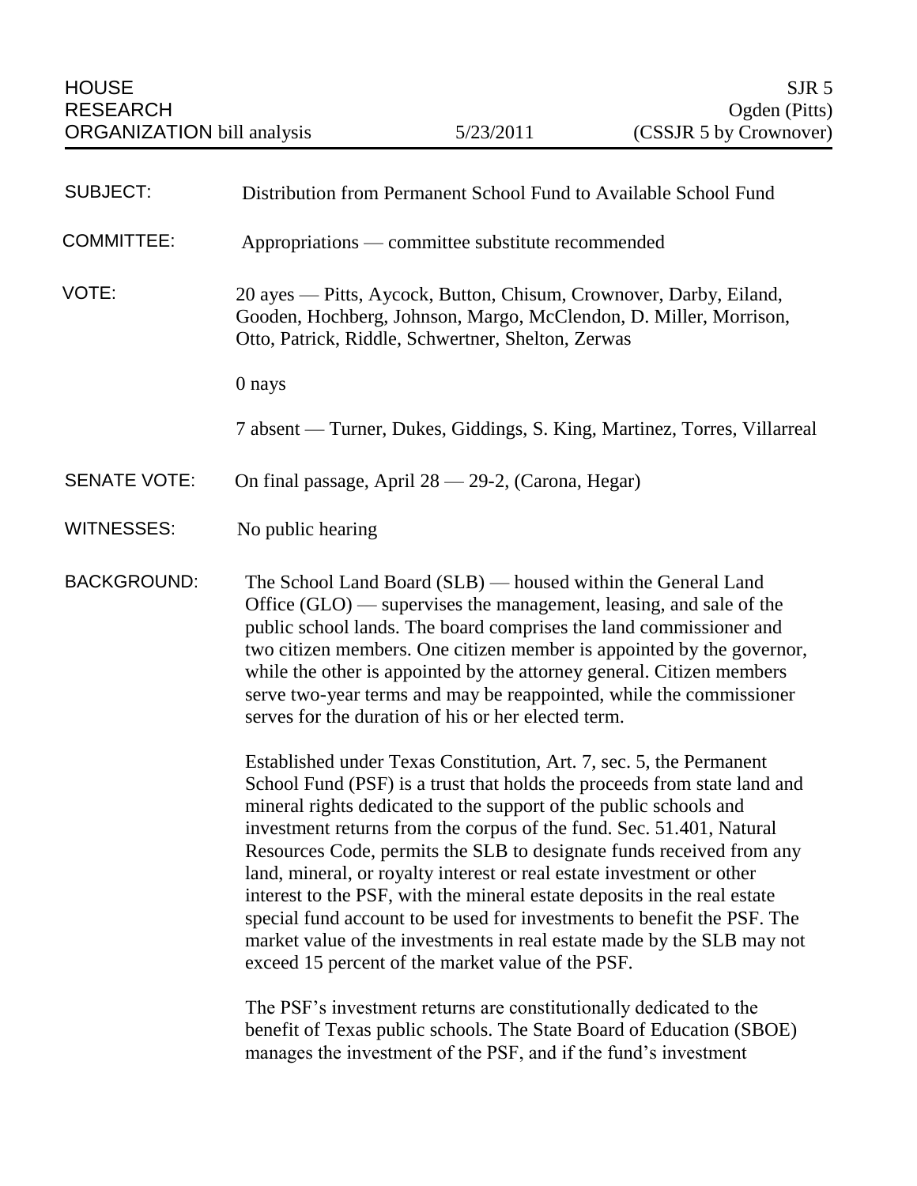HOUSE RESEARCH ORGANIZATION bill analysis | 5/23/2011 | SJR 5 Ogden (Pitts) (CSSJR 5 by Crownover)

**SUBJECT:** Distribution from Permanent School Fund to Available School Fund

**COMMITTEE:** Appropriations — committee substitute recommended

**VOTE:** 20 ayes — Pitts, Aycock, Button, Chisum, Crownover, Darby, Eiland, Gooden, Hochberg, Johnson, Margo, McClendon, D. Miller, Morrison, Otto, Patrick, Riddle, Schwertner, Shelton, Zerwas

0 nays

7 absent — Turner, Dukes, Giddings, S. King, Martinez, Torres, Villarreal

**SENATE VOTE:** On final passage, April 28 — 29-2, (Carona, Hegar)

**WITNESSES:** No public hearing

**BACKGROUND:** The School Land Board (SLB) — housed within the General Land Office (GLO) — supervises the management, leasing, and sale of the public school lands. The board comprises the land commissioner and two citizen members. One citizen member is appointed by the governor, while the other is appointed by the attorney general. Citizen members serve two-year terms and may be reappointed, while the commissioner serves for the duration of his or her elected term.

Established under Texas Constitution, Art. 7, sec. 5, the Permanent School Fund (PSF) is a trust that holds the proceeds from state land and mineral rights dedicated to the support of the public schools and investment returns from the corpus of the fund. Sec. 51.401, Natural Resources Code, permits the SLB to designate funds received from any land, mineral, or royalty interest or real estate investment or other interest to the PSF, with the mineral estate deposits in the real estate special fund account to be used for investments to benefit the PSF. The market value of the investments in real estate made by the SLB may not exceed 15 percent of the market value of the PSF.

The PSF's investment returns are constitutionally dedicated to the benefit of Texas public schools. The State Board of Education (SBOE) manages the investment of the PSF, and if the fund's investment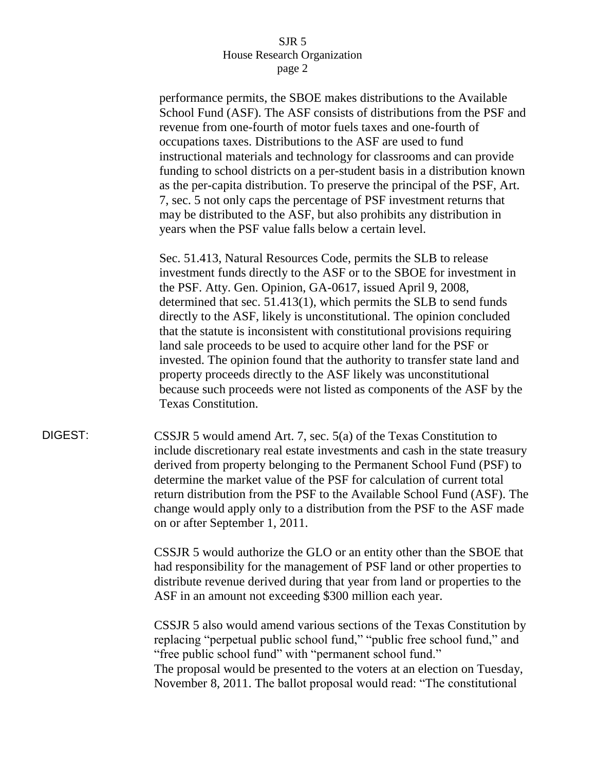performance permits, the SBOE makes distributions to the Available School Fund (ASF). The ASF consists of distributions from the PSF and revenue from one-fourth of motor fuels taxes and one-fourth of occupations taxes. Distributions to the ASF are used to fund instructional materials and technology for classrooms and can provide funding to school districts on a per-student basis in a distribution known as the per-capita distribution. To preserve the principal of the PSF, Art. 7, sec. 5 not only caps the percentage of PSF investment returns that may be distributed to the ASF, but also prohibits any distribution in years when the PSF value falls below a certain level.

Sec. 51.413, Natural Resources Code, permits the SLB to release investment funds directly to the ASF or to the SBOE for investment in the PSF. Atty. Gen. Opinion, GA-0617, issued April 9, 2008, determined that sec. 51.413(1), which permits the SLB to send funds directly to the ASF, likely is unconstitutional. The opinion concluded that the statute is inconsistent with constitutional provisions requiring land sale proceeds to be used to acquire other land for the PSF or invested. The opinion found that the authority to transfer state land and property proceeds directly to the ASF likely was unconstitutional because such proceeds were not listed as components of the ASF by the Texas Constitution.

DIGEST: CSSJR 5 would amend Art. 7, sec. 5(a) of the Texas Constitution to include discretionary real estate investments and cash in the state treasury derived from property belonging to the Permanent School Fund (PSF) to determine the market value of the PSF for calculation of current total return distribution from the PSF to the Available School Fund (ASF). The change would apply only to a distribution from the PSF to the ASF made on or after September 1, 2011.

CSSJR 5 would authorize the GLO or an entity other than the SBOE that had responsibility for the management of PSF land or other properties to distribute revenue derived during that year from land or properties to the ASF in an amount not exceeding $300 million each year.

CSSJR 5 also would amend various sections of the Texas Constitution by replacing "perpetual public school fund," "public free school fund," and "free public school fund" with "permanent school fund."
The proposal would be presented to the voters at an election on Tuesday, November 8, 2011. The ballot proposal would read: "The constitutional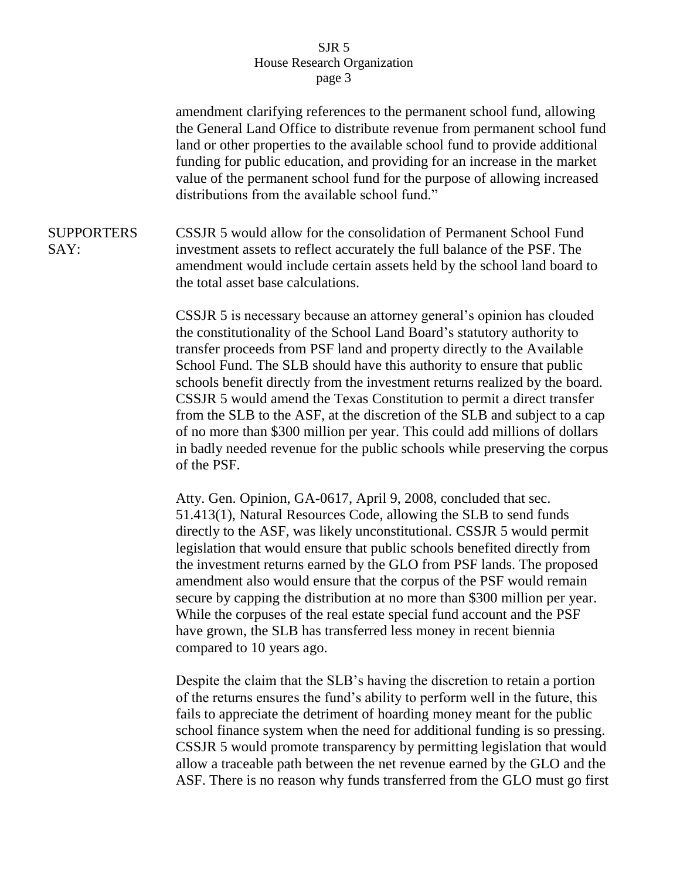amendment clarifying references to the permanent school fund, allowing the General Land Office to distribute revenue from permanent school fund land or other properties to the available school fund to provide additional funding for public education, and providing for an increase in the market value of the permanent school fund for the purpose of allowing increased distributions from the available school fund."

**SUPPORTERS SAY:**

CSSJR 5 would allow for the consolidation of Permanent School Fund investment assets to reflect accurately the full balance of the PSF. The amendment would include certain assets held by the school land board to the total asset base calculations.

CSSJR 5 is necessary because an attorney general's opinion has clouded the constitutionality of the School Land Board's statutory authority to transfer proceeds from PSF land and property directly to the Available School Fund. The SLB should have this authority to ensure that public schools benefit directly from the investment returns realized by the board. CSSJR 5 would amend the Texas Constitution to permit a direct transfer from the SLB to the ASF, at the discretion of the SLB and subject to a cap of no more than $300 million per year. This could add millions of dollars in badly needed revenue for the public schools while preserving the corpus of the PSF.

Atty. Gen. Opinion, GA-0617, April 9, 2008, concluded that sec. 51.413(1), Natural Resources Code, allowing the SLB to send funds directly to the ASF, was likely unconstitutional. CSSJR 5 would permit legislation that would ensure that public schools benefited directly from the investment returns earned by the GLO from PSF lands. The proposed amendment also would ensure that the corpus of the PSF would remain secure by capping the distribution at no more than $300 million per year. While the corpuses of the real estate special fund account and the PSF have grown, the SLB has transferred less money in recent biennia compared to 10 years ago.

Despite the claim that the SLB's having the discretion to retain a portion of the returns ensures the fund's ability to perform well in the future, this fails to appreciate the detriment of hoarding money meant for the public school finance system when the need for additional funding is so pressing. CSSJR 5 would promote transparency by permitting legislation that would allow a traceable path between the net revenue earned by the GLO and the ASF. There is no reason why funds transferred from the GLO must go first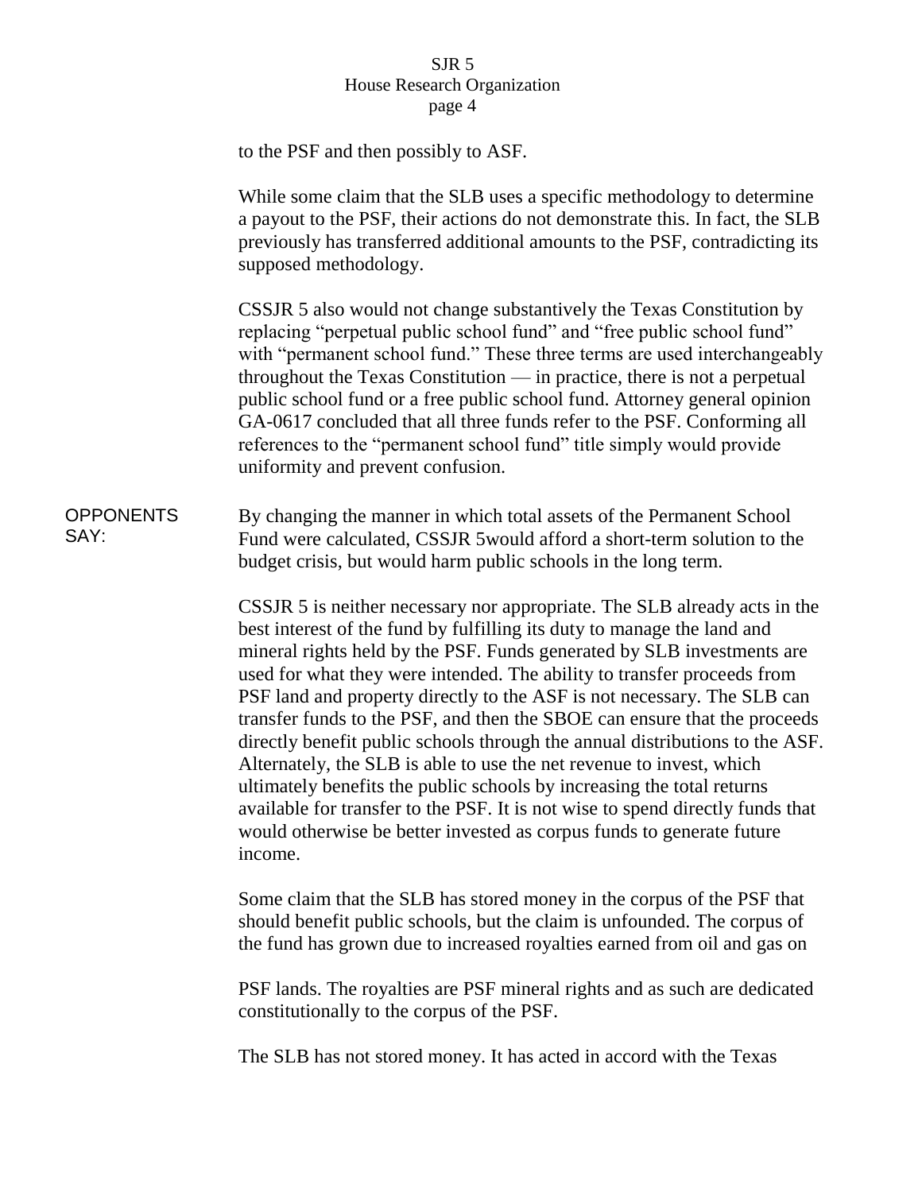to the PSF and then possibly to ASF.

While some claim that the SLB uses a specific methodology to determine a payout to the PSF, their actions do not demonstrate this. In fact, the SLB previously has transferred additional amounts to the PSF, contradicting its supposed methodology.

CSSJR 5 also would not change substantively the Texas Constitution by replacing "perpetual public school fund" and "free public school fund" with "permanent school fund." These three terms are used interchangeably throughout the Texas Constitution — in practice, there is not a perpetual public school fund or a free public school fund. Attorney general opinion GA-0617 concluded that all three funds refer to the PSF. Conforming all references to the "permanent school fund" title simply would provide uniformity and prevent confusion.

**OPPONENTS SAY:**

By changing the manner in which total assets of the Permanent School Fund were calculated, CSSJR 5would afford a short-term solution to the budget crisis, but would harm public schools in the long term.

CSSJR 5 is neither necessary nor appropriate. The SLB already acts in the best interest of the fund by fulfilling its duty to manage the land and mineral rights held by the PSF. Funds generated by SLB investments are used for what they were intended. The ability to transfer proceeds from PSF land and property directly to the ASF is not necessary. The SLB can transfer funds to the PSF, and then the SBOE can ensure that the proceeds directly benefit public schools through the annual distributions to the ASF. Alternately, the SLB is able to use the net revenue to invest, which ultimately benefits the public schools by increasing the total returns available for transfer to the PSF. It is not wise to spend directly funds that would otherwise be better invested as corpus funds to generate future income.

Some claim that the SLB has stored money in the corpus of the PSF that should benefit public schools, but the claim is unfounded. The corpus of the fund has grown due to increased royalties earned from oil and gas on PSF lands. The royalties are PSF mineral rights and as such are dedicated constitutionally to the corpus of the PSF.

The SLB has not stored money. It has acted in accord with the Texas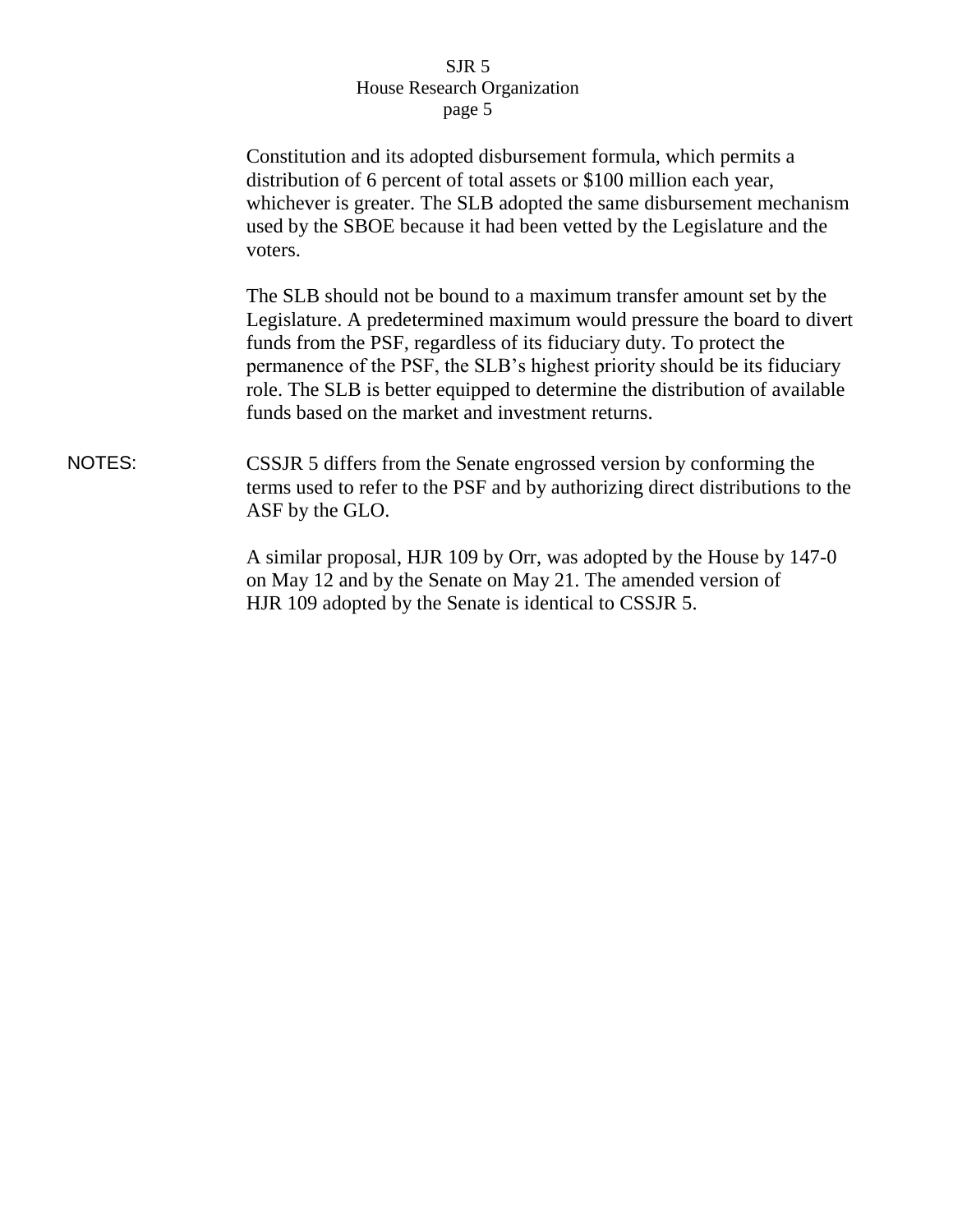Constitution and its adopted disbursement formula, which permits a distribution of 6 percent of total assets or $100 million each year, whichever is greater. The SLB adopted the same disbursement mechanism used by the SBOE because it had been vetted by the Legislature and the voters.

The SLB should not be bound to a maximum transfer amount set by the Legislature. A predetermined maximum would pressure the board to divert funds from the PSF, regardless of its fiduciary duty. To protect the permanence of the PSF, the SLB's highest priority should be its fiduciary role. The SLB is better equipped to determine the distribution of available funds based on the market and investment returns.

NOTES: CSSJR 5 differs from the Senate engrossed version by conforming the terms used to refer to the PSF and by authorizing direct distributions to the ASF by the GLO.

A similar proposal, HJR 109 by Orr, was adopted by the House by 147-0 on May 12 and by the Senate on May 21. The amended version of HJR 109 adopted by the Senate is identical to CSSJR 5.